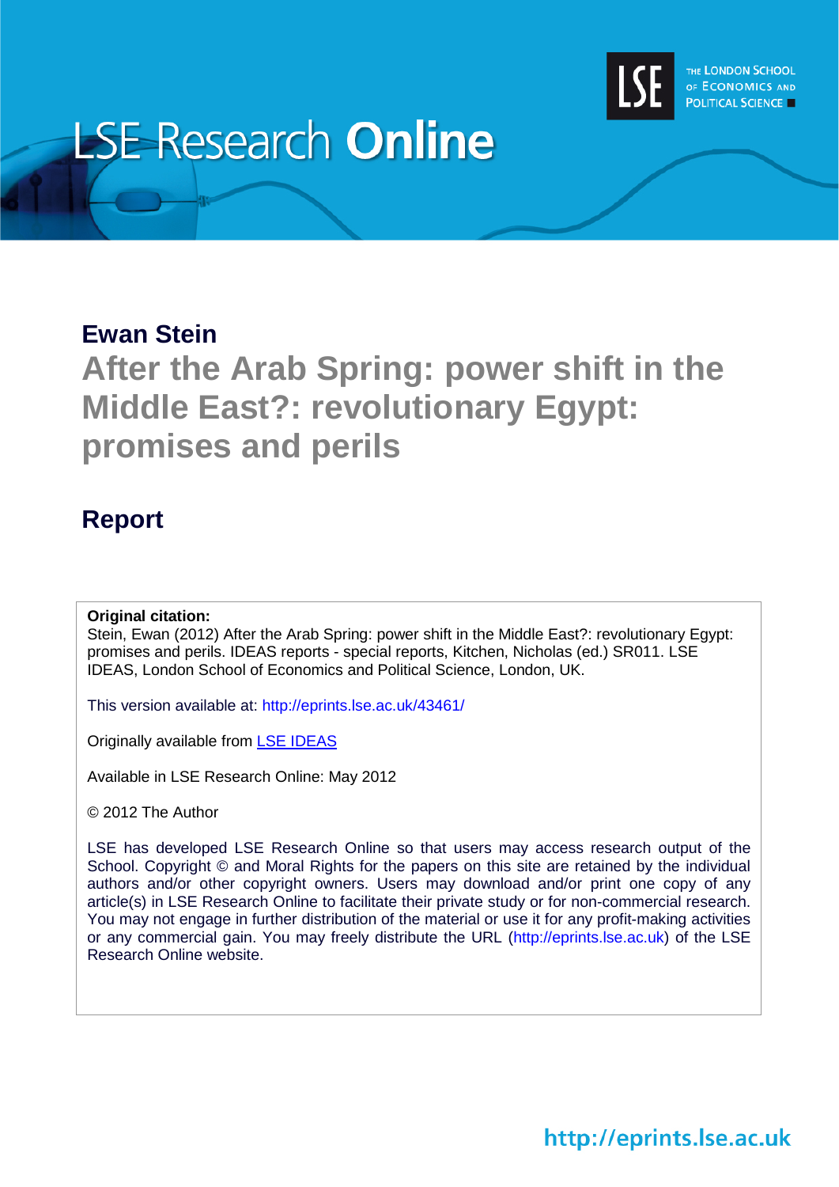# LSE Research Online

**Ewan Stein**

## After the Arab Spring: power shift in the Middle East?: revolutionary Egypt: promises and perils

## Report

**Original citation:**
Stein, Ewan (2012) After the Arab Spring: power shift in the Middle East?: revolutionary Egypt: promises and perils. IDEAS reports - special reports, Kitchen, Nicholas (ed.) SR011. LSE IDEAS, London School of Economics and Political Science, London, UK.

This version available at: http://eprints.lse.ac.uk/43461/

Originally available from LSE IDEAS

Available in LSE Research Online: May 2012

© 2012 The Author

LSE has developed LSE Research Online so that users may access research output of the School. Copyright © and Moral Rights for the papers on this site are retained by the individual authors and/or other copyright owners. Users may download and/or print one copy of any article(s) in LSE Research Online to facilitate their private study or for non-commercial research. You may not engage in further distribution of the material or use it for any profit-making activities or any commercial gain. You may freely distribute the URL (http://eprints.lse.ac.uk) of the LSE Research Online website.

http://eprints.lse.ac.uk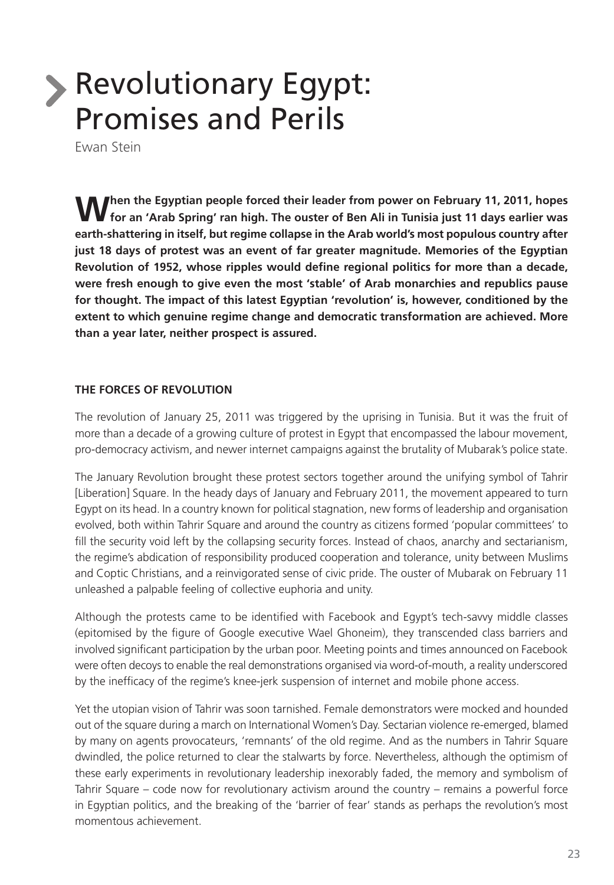# Revolutionary Egypt: Promises and Perils

Ewan Stein

**When the Egyptian people forced their leader from power on February 11, 2011, hopes for an 'Arab Spring' ran high. The ouster of Ben Ali in Tunisia just 11 days earlier was earth-shattering in itself, but regime collapse in the Arab world's most populous country after just 18 days of protest was an event of far greater magnitude. Memories of the Egyptian Revolution of 1952, whose ripples would define regional politics for more than a decade, were fresh enough to give even the most 'stable' of Arab monarchies and republics pause for thought. The impact of this latest Egyptian 'revolution' is, however, conditioned by the extent to which genuine regime change and democratic transformation are achieved. More than a year later, neither prospect is assured.**

## THE FORCES OF REVOLUTION

The revolution of January 25, 2011 was triggered by the uprising in Tunisia. But it was the fruit of more than a decade of a growing culture of protest in Egypt that encompassed the labour movement, pro-democracy activism, and newer internet campaigns against the brutality of Mubarak's police state.

The January Revolution brought these protest sectors together around the unifying symbol of Tahrir [Liberation] Square. In the heady days of January and February 2011, the movement appeared to turn Egypt on its head. In a country known for political stagnation, new forms of leadership and organisation evolved, both within Tahrir Square and around the country as citizens formed 'popular committees' to fill the security void left by the collapsing security forces. Instead of chaos, anarchy and sectarianism, the regime's abdication of responsibility produced cooperation and tolerance, unity between Muslims and Coptic Christians, and a reinvigorated sense of civic pride. The ouster of Mubarak on February 11 unleashed a palpable feeling of collective euphoria and unity.

Although the protests came to be identified with Facebook and Egypt's tech-savvy middle classes (epitomised by the figure of Google executive Wael Ghoneim), they transcended class barriers and involved significant participation by the urban poor. Meeting points and times announced on Facebook were often decoys to enable the real demonstrations organised via word-of-mouth, a reality underscored by the inefficacy of the regime's knee-jerk suspension of internet and mobile phone access.

Yet the utopian vision of Tahrir was soon tarnished. Female demonstrators were mocked and hounded out of the square during a march on International Women's Day. Sectarian violence re-emerged, blamed by many on agents provocateurs, 'remnants' of the old regime. And as the numbers in Tahrir Square dwindled, the police returned to clear the stalwarts by force. Nevertheless, although the optimism of these early experiments in revolutionary leadership inexorably faded, the memory and symbolism of Tahrir Square – code now for revolutionary activism around the country – remains a powerful force in Egyptian politics, and the breaking of the 'barrier of fear' stands as perhaps the revolution's most momentous achievement.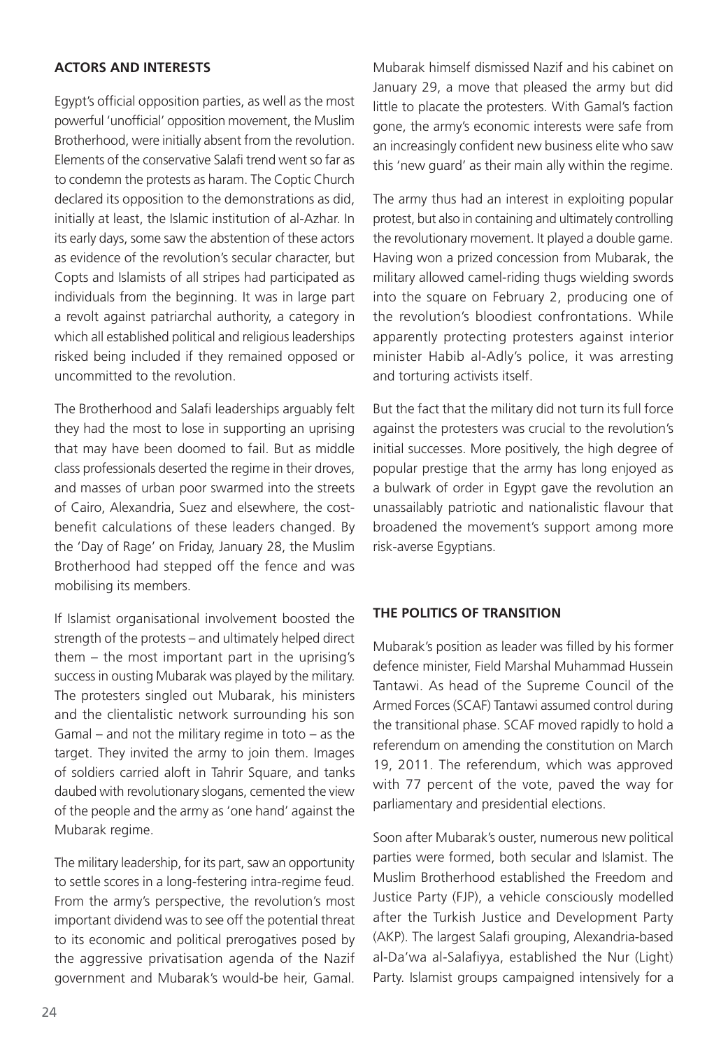## ACTORS AND INTERESTS

Egypt's official opposition parties, as well as the most powerful 'unofficial' opposition movement, the Muslim Brotherhood, were initially absent from the revolution. Elements of the conservative Salafi trend went so far as to condemn the protests as haram. The Coptic Church declared its opposition to the demonstrations as did, initially at least, the Islamic institution of al-Azhar. In its early days, some saw the abstention of these actors as evidence of the revolution's secular character, but Copts and Islamists of all stripes had participated as individuals from the beginning. It was in large part a revolt against patriarchal authority, a category in which all established political and religious leaderships risked being included if they remained opposed or uncommitted to the revolution.

The Brotherhood and Salafi leaderships arguably felt they had the most to lose in supporting an uprising that may have been doomed to fail. But as middle class professionals deserted the regime in their droves, and masses of urban poor swarmed into the streets of Cairo, Alexandria, Suez and elsewhere, the cost-benefit calculations of these leaders changed. By the 'Day of Rage' on Friday, January 28, the Muslim Brotherhood had stepped off the fence and was mobilising its members.

If Islamist organisational involvement boosted the strength of the protests – and ultimately helped direct them – the most important part in the uprising's success in ousting Mubarak was played by the military. The protesters singled out Mubarak, his ministers and the clientalistic network surrounding his son Gamal – and not the military regime in toto – as the target. They invited the army to join them. Images of soldiers carried aloft in Tahrir Square, and tanks daubed with revolutionary slogans, cemented the view of the people and the army as 'one hand' against the Mubarak regime.

The military leadership, for its part, saw an opportunity to settle scores in a long-festering intra-regime feud. From the army's perspective, the revolution's most important dividend was to see off the potential threat to its economic and political prerogatives posed by the aggressive privatisation agenda of the Nazif government and Mubarak's would-be heir, Gamal. Mubarak himself dismissed Nazif and his cabinet on January 29, a move that pleased the army but did little to placate the protesters. With Gamal's faction gone, the army's economic interests were safe from an increasingly confident new business elite who saw this 'new guard' as their main ally within the regime.

The army thus had an interest in exploiting popular protest, but also in containing and ultimately controlling the revolutionary movement. It played a double game. Having won a prized concession from Mubarak, the military allowed camel-riding thugs wielding swords into the square on February 2, producing one of the revolution's bloodiest confrontations. While apparently protecting protesters against interior minister Habib al-Adly's police, it was arresting and torturing activists itself.

But the fact that the military did not turn its full force against the protesters was crucial to the revolution's initial successes. More positively, the high degree of popular prestige that the army has long enjoyed as a bulwark of order in Egypt gave the revolution an unassailably patriotic and nationalistic flavour that broadened the movement's support among more risk-averse Egyptians.

## THE POLITICS OF TRANSITION

Mubarak's position as leader was filled by his former defence minister, Field Marshal Muhammad Hussein Tantawi. As head of the Supreme Council of the Armed Forces (SCAF) Tantawi assumed control during the transitional phase. SCAF moved rapidly to hold a referendum on amending the constitution on March 19, 2011. The referendum, which was approved with 77 percent of the vote, paved the way for parliamentary and presidential elections.

Soon after Mubarak's ouster, numerous new political parties were formed, both secular and Islamist. The Muslim Brotherhood established the Freedom and Justice Party (FJP), a vehicle consciously modelled after the Turkish Justice and Development Party (AKP). The largest Salafi grouping, Alexandria-based al-Da'wa al-Salafiyya, established the Nur (Light) Party. Islamist groups campaigned intensively for a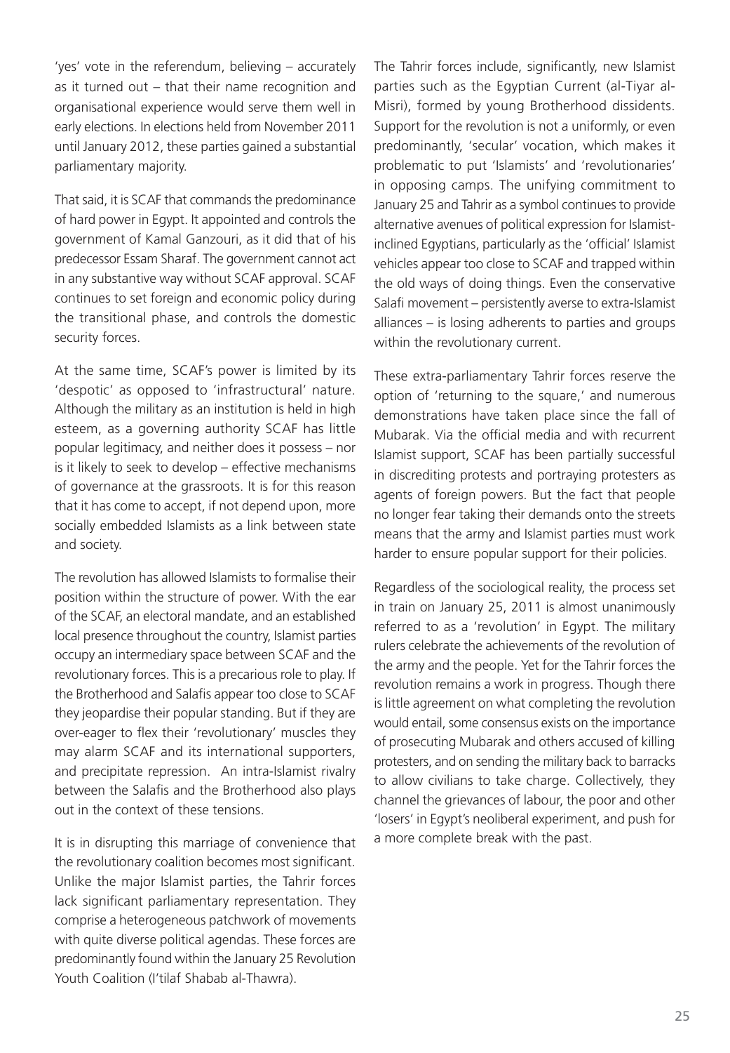'yes' vote in the referendum, believing – accurately as it turned out – that their name recognition and organisational experience would serve them well in early elections. In elections held from November 2011 until January 2012, these parties gained a substantial parliamentary majority.

That said, it is SCAF that commands the predominance of hard power in Egypt. It appointed and controls the government of Kamal Ganzouri, as it did that of his predecessor Essam Sharaf. The government cannot act in any substantive way without SCAF approval. SCAF continues to set foreign and economic policy during the transitional phase, and controls the domestic security forces.

At the same time, SCAF's power is limited by its 'despotic' as opposed to 'infrastructural' nature. Although the military as an institution is held in high esteem, as a governing authority SCAF has little popular legitimacy, and neither does it possess – nor is it likely to seek to develop – effective mechanisms of governance at the grassroots. It is for this reason that it has come to accept, if not depend upon, more socially embedded Islamists as a link between state and society.

The revolution has allowed Islamists to formalise their position within the structure of power. With the ear of the SCAF, an electoral mandate, and an established local presence throughout the country, Islamist parties occupy an intermediary space between SCAF and the revolutionary forces. This is a precarious role to play. If the Brotherhood and Salafis appear too close to SCAF they jeopardise their popular standing. But if they are over-eager to flex their 'revolutionary' muscles they may alarm SCAF and its international supporters, and precipitate repression. An intra-Islamist rivalry between the Salafis and the Brotherhood also plays out in the context of these tensions.

It is in disrupting this marriage of convenience that the revolutionary coalition becomes most significant. Unlike the major Islamist parties, the Tahrir forces lack significant parliamentary representation. They comprise a heterogeneous patchwork of movements with quite diverse political agendas. These forces are predominantly found within the January 25 Revolution Youth Coalition (I'tilaf Shabab al-Thawra).

The Tahrir forces include, significantly, new Islamist parties such as the Egyptian Current (al-Tiyar al-Misri), formed by young Brotherhood dissidents. Support for the revolution is not a uniformly, or even predominantly, 'secular' vocation, which makes it problematic to put 'Islamists' and 'revolutionaries' in opposing camps. The unifying commitment to January 25 and Tahrir as a symbol continues to provide alternative avenues of political expression for Islamist-inclined Egyptians, particularly as the 'official' Islamist vehicles appear too close to SCAF and trapped within the old ways of doing things. Even the conservative Salafi movement – persistently averse to extra-Islamist alliances – is losing adherents to parties and groups within the revolutionary current.

These extra-parliamentary Tahrir forces reserve the option of 'returning to the square,' and numerous demonstrations have taken place since the fall of Mubarak. Via the official media and with recurrent Islamist support, SCAF has been partially successful in discrediting protests and portraying protesters as agents of foreign powers. But the fact that people no longer fear taking their demands onto the streets means that the army and Islamist parties must work harder to ensure popular support for their policies.

Regardless of the sociological reality, the process set in train on January 25, 2011 is almost unanimously referred to as a 'revolution' in Egypt. The military rulers celebrate the achievements of the revolution of the army and the people. Yet for the Tahrir forces the revolution remains a work in progress. Though there is little agreement on what completing the revolution would entail, some consensus exists on the importance of prosecuting Mubarak and others accused of killing protesters, and on sending the military back to barracks to allow civilians to take charge. Collectively, they channel the grievances of labour, the poor and other 'losers' in Egypt's neoliberal experiment, and push for a more complete break with the past.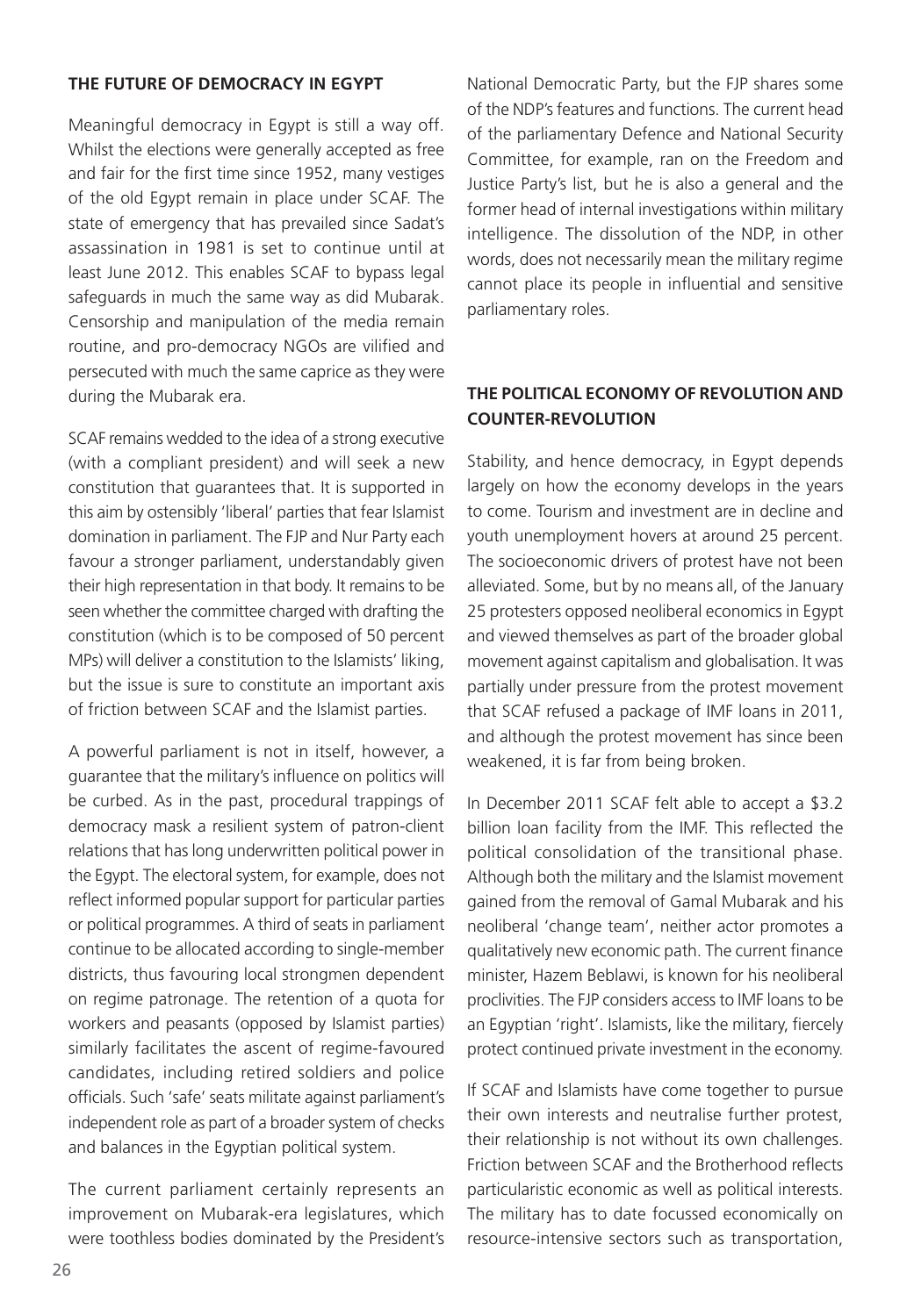## THE FUTURE OF DEMOCRACY IN EGYPT

Meaningful democracy in Egypt is still a way off. Whilst the elections were generally accepted as free and fair for the first time since 1952, many vestiges of the old Egypt remain in place under SCAF. The state of emergency that has prevailed since Sadat's assassination in 1981 is set to continue until at least June 2012. This enables SCAF to bypass legal safeguards in much the same way as did Mubarak. Censorship and manipulation of the media remain routine, and pro-democracy NGOs are vilified and persecuted with much the same caprice as they were during the Mubarak era.

SCAF remains wedded to the idea of a strong executive (with a compliant president) and will seek a new constitution that guarantees that. It is supported in this aim by ostensibly 'liberal' parties that fear Islamist domination in parliament. The FJP and Nur Party each favour a stronger parliament, understandably given their high representation in that body. It remains to be seen whether the committee charged with drafting the constitution (which is to be composed of 50 percent MPs) will deliver a constitution to the Islamists' liking, but the issue is sure to constitute an important axis of friction between SCAF and the Islamist parties.

A powerful parliament is not in itself, however, a guarantee that the military's influence on politics will be curbed. As in the past, procedural trappings of democracy mask a resilient system of patron-client relations that has long underwritten political power in the Egypt. The electoral system, for example, does not reflect informed popular support for particular parties or political programmes. A third of seats in parliament continue to be allocated according to single-member districts, thus favouring local strongmen dependent on regime patronage. The retention of a quota for workers and peasants (opposed by Islamist parties) similarly facilitates the ascent of regime-favoured candidates, including retired soldiers and police officials. Such 'safe' seats militate against parliament's independent role as part of a broader system of checks and balances in the Egyptian political system.

The current parliament certainly represents an improvement on Mubarak-era legislatures, which were toothless bodies dominated by the President's National Democratic Party, but the FJP shares some of the NDP's features and functions. The current head of the parliamentary Defence and National Security Committee, for example, ran on the Freedom and Justice Party's list, but he is also a general and the former head of internal investigations within military intelligence. The dissolution of the NDP, in other words, does not necessarily mean the military regime cannot place its people in influential and sensitive parliamentary roles.

## THE POLITICAL ECONOMY OF REVOLUTION AND COUNTER-REVOLUTION

Stability, and hence democracy, in Egypt depends largely on how the economy develops in the years to come. Tourism and investment are in decline and youth unemployment hovers at around 25 percent. The socioeconomic drivers of protest have not been alleviated. Some, but by no means all, of the January 25 protesters opposed neoliberal economics in Egypt and viewed themselves as part of the broader global movement against capitalism and globalisation. It was partially under pressure from the protest movement that SCAF refused a package of IMF loans in 2011, and although the protest movement has since been weakened, it is far from being broken.

In December 2011 SCAF felt able to accept a \$3.2 billion loan facility from the IMF. This reflected the political consolidation of the transitional phase. Although both the military and the Islamist movement gained from the removal of Gamal Mubarak and his neoliberal 'change team', neither actor promotes a qualitatively new economic path. The current finance minister, Hazem Beblawi, is known for his neoliberal proclivities. The FJP considers access to IMF loans to be an Egyptian 'right'. Islamists, like the military, fiercely protect continued private investment in the economy.

If SCAF and Islamists have come together to pursue their own interests and neutralise further protest, their relationship is not without its own challenges. Friction between SCAF and the Brotherhood reflects particularistic economic as well as political interests. The military has to date focussed economically on resource-intensive sectors such as transportation,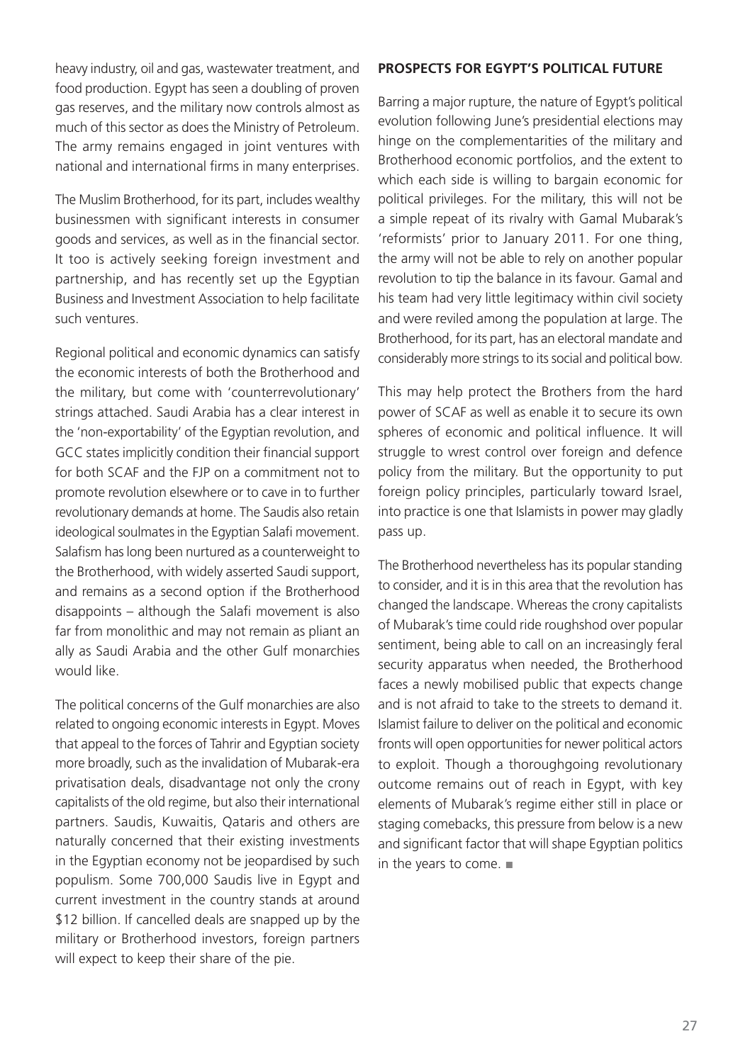heavy industry, oil and gas, wastewater treatment, and food production. Egypt has seen a doubling of proven gas reserves, and the military now controls almost as much of this sector as does the Ministry of Petroleum. The army remains engaged in joint ventures with national and international firms in many enterprises.

The Muslim Brotherhood, for its part, includes wealthy businessmen with significant interests in consumer goods and services, as well as in the financial sector. It too is actively seeking foreign investment and partnership, and has recently set up the Egyptian Business and Investment Association to help facilitate such ventures.

Regional political and economic dynamics can satisfy the economic interests of both the Brotherhood and the military, but come with 'counterrevolutionary' strings attached. Saudi Arabia has a clear interest in the 'non-exportability' of the Egyptian revolution, and GCC states implicitly condition their financial support for both SCAF and the FJP on a commitment not to promote revolution elsewhere or to cave in to further revolutionary demands at home. The Saudis also retain ideological soulmates in the Egyptian Salafi movement. Salafism has long been nurtured as a counterweight to the Brotherhood, with widely asserted Saudi support, and remains as a second option if the Brotherhood disappoints – although the Salafi movement is also far from monolithic and may not remain as pliant an ally as Saudi Arabia and the other Gulf monarchies would like.

The political concerns of the Gulf monarchies are also related to ongoing economic interests in Egypt. Moves that appeal to the forces of Tahrir and Egyptian society more broadly, such as the invalidation of Mubarak-era privatisation deals, disadvantage not only the crony capitalists of the old regime, but also their international partners. Saudis, Kuwaitis, Qataris and others are naturally concerned that their existing investments in the Egyptian economy not be jeopardised by such populism. Some 700,000 Saudis live in Egypt and current investment in the country stands at around \$12 billion. If cancelled deals are snapped up by the military or Brotherhood investors, foreign partners will expect to keep their share of the pie.

## PROSPECTS FOR EGYPT'S POLITICAL FUTURE

Barring a major rupture, the nature of Egypt's political evolution following June's presidential elections may hinge on the complementarities of the military and Brotherhood economic portfolios, and the extent to which each side is willing to bargain economic for political privileges. For the military, this will not be a simple repeat of its rivalry with Gamal Mubarak's 'reformists' prior to January 2011. For one thing, the army will not be able to rely on another popular revolution to tip the balance in its favour. Gamal and his team had very little legitimacy within civil society and were reviled among the population at large. The Brotherhood, for its part, has an electoral mandate and considerably more strings to its social and political bow.

This may help protect the Brothers from the hard power of SCAF as well as enable it to secure its own spheres of economic and political influence. It will struggle to wrest control over foreign and defence policy from the military. But the opportunity to put foreign policy principles, particularly toward Israel, into practice is one that Islamists in power may gladly pass up.

The Brotherhood nevertheless has its popular standing to consider, and it is in this area that the revolution has changed the landscape. Whereas the crony capitalists of Mubarak's time could ride roughshod over popular sentiment, being able to call on an increasingly feral security apparatus when needed, the Brotherhood faces a newly mobilised public that expects change and is not afraid to take to the streets to demand it. Islamist failure to deliver on the political and economic fronts will open opportunities for newer political actors to exploit. Though a thoroughgoing revolutionary outcome remains out of reach in Egypt, with key elements of Mubarak's regime either still in place or staging comebacks, this pressure from below is a new and significant factor that will shape Egyptian politics in the years to come. ■